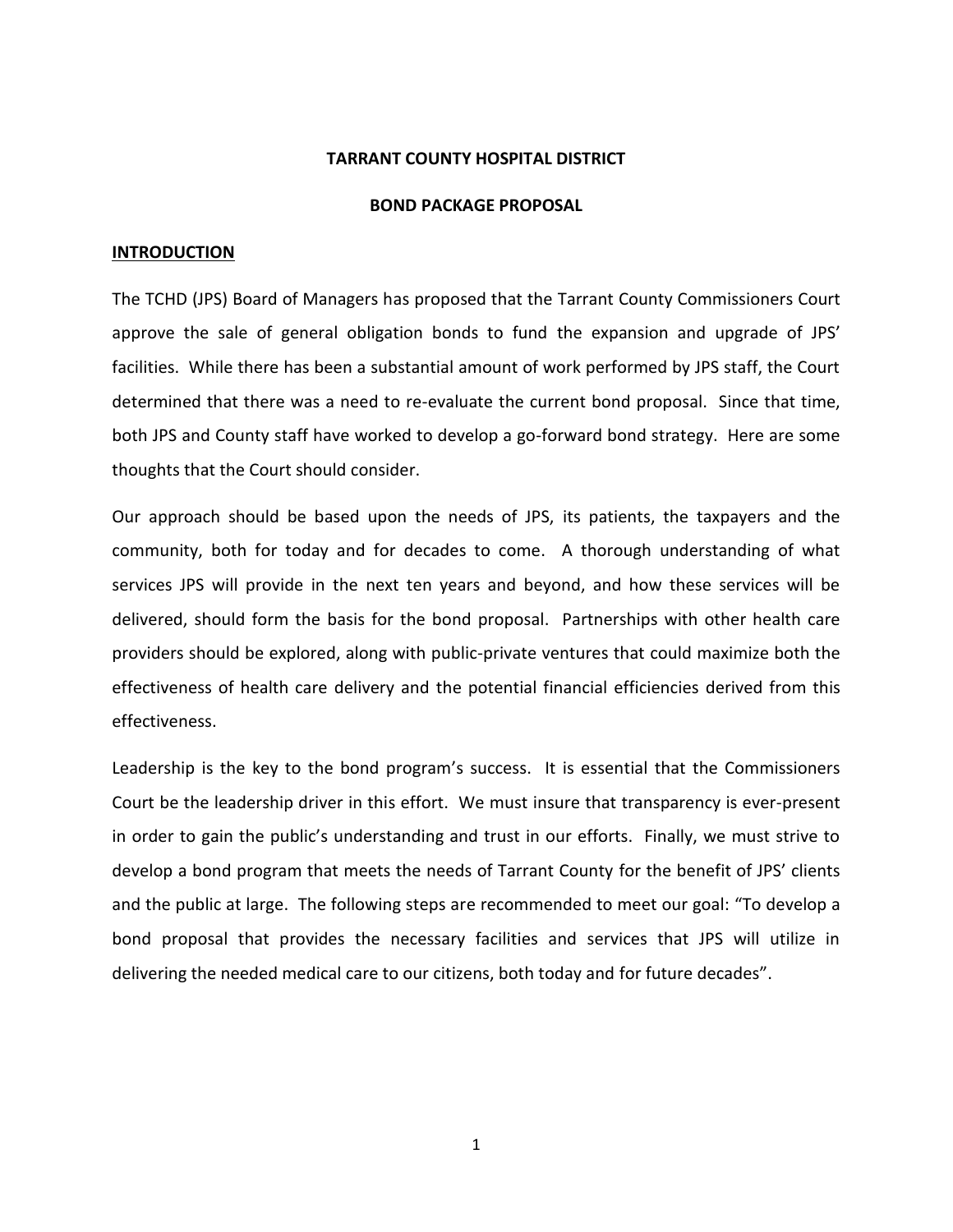# TARRANT COUNTY HOSPITAL DISTRICT

## BOND PACKAGE PROPOSAL

### INTRODUCTION

The TCHD (JPS) Board of Managers has proposed that the Tarrant County Commissioners Court approve the sale of general obligation bonds to fund the expansion and upgrade of JPS' facilities. While there has been a substantial amount of work performed by JPS staff, the Court determined that there was a need to re-evaluate the current bond proposal. Since that time, both JPS and County staff have worked to develop a go-forward bond strategy. Here are some thoughts that the Court should consider.

Our approach should be based upon the needs of JPS, its patients, the taxpayers and the community, both for today and for decades to come. A thorough understanding of what services JPS will provide in the next ten years and beyond, and how these services will be delivered, should form the basis for the bond proposal. Partnerships with other health care providers should be explored, along with public-private ventures that could maximize both the effectiveness of health care delivery and the potential financial efficiencies derived from this effectiveness.

Leadership is the key to the bond program's success. It is essential that the Commissioners Court be the leadership driver in this effort. We must insure that transparency is ever-present in order to gain the public's understanding and trust in our efforts. Finally, we must strive to develop a bond program that meets the needs of Tarrant County for the benefit of JPS' clients and the public at large. The following steps are recommended to meet our goal: "To develop a bond proposal that provides the necessary facilities and services that JPS will utilize in delivering the needed medical care to our citizens, both today and for future decades".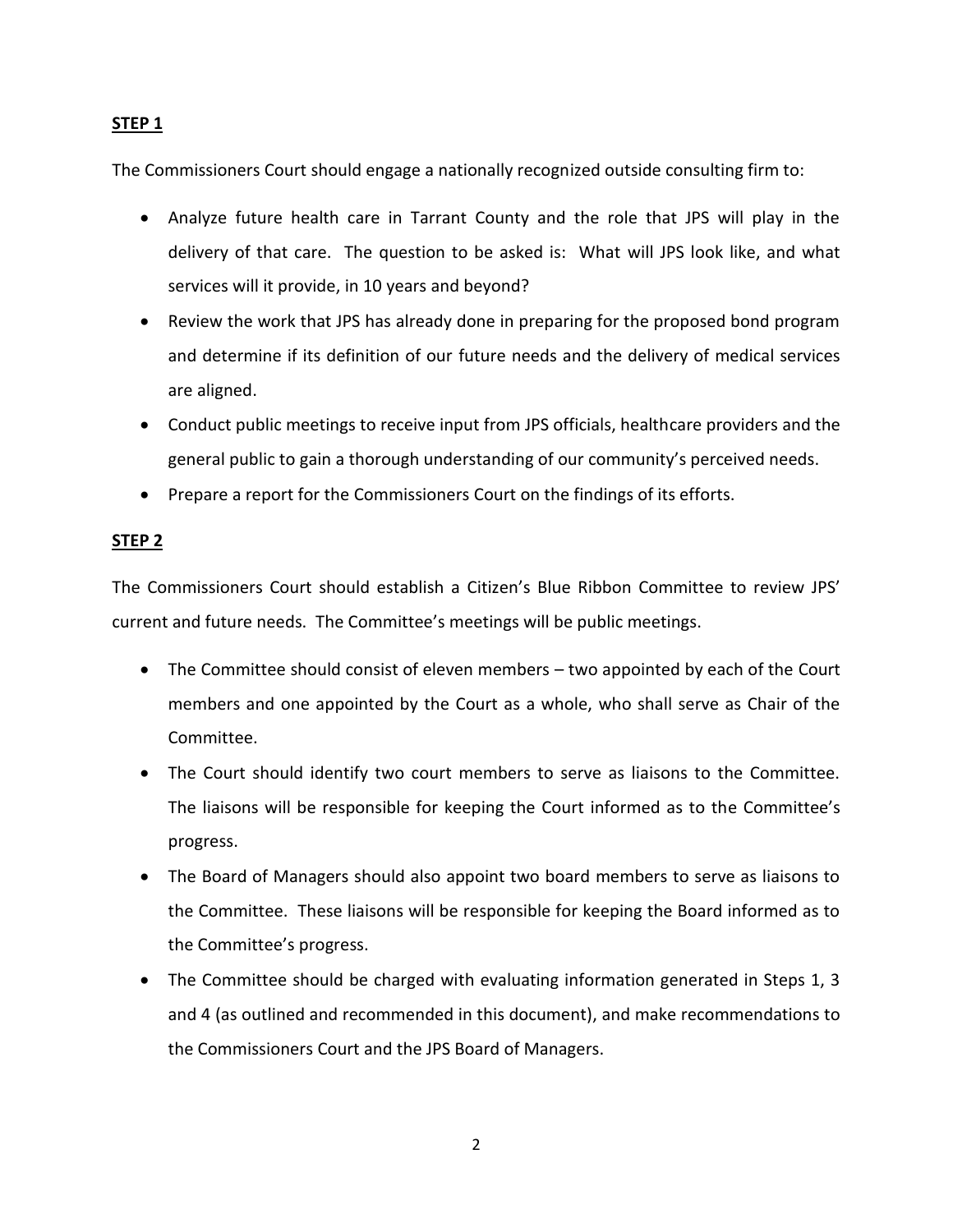**STEP 1**

The Commissioners Court should engage a nationally recognized outside consulting firm to:

- Analyze future health care in Tarrant County and the role that JPS will play in the delivery of that care. The question to be asked is: What will JPS look like, and what services will it provide, in 10 years and beyond?
- Review the work that JPS has already done in preparing for the proposed bond program and determine if its definition of our future needs and the delivery of medical services are aligned.
- Conduct public meetings to receive input from JPS officials, healthcare providers and the general public to gain a thorough understanding of our community's perceived needs.
- Prepare a report for the Commissioners Court on the findings of its efforts.

**STEP 2**

The Commissioners Court should establish a Citizen's Blue Ribbon Committee to review JPS' current and future needs. The Committee's meetings will be public meetings.

- The Committee should consist of eleven members – two appointed by each of the Court members and one appointed by the Court as a whole, who shall serve as Chair of the Committee.
- The Court should identify two court members to serve as liaisons to the Committee. The liaisons will be responsible for keeping the Court informed as to the Committee's progress.
- The Board of Managers should also appoint two board members to serve as liaisons to the Committee. These liaisons will be responsible for keeping the Board informed as to the Committee's progress.
- The Committee should be charged with evaluating information generated in Steps 1, 3 and 4 (as outlined and recommended in this document), and make recommendations to the Commissioners Court and the JPS Board of Managers.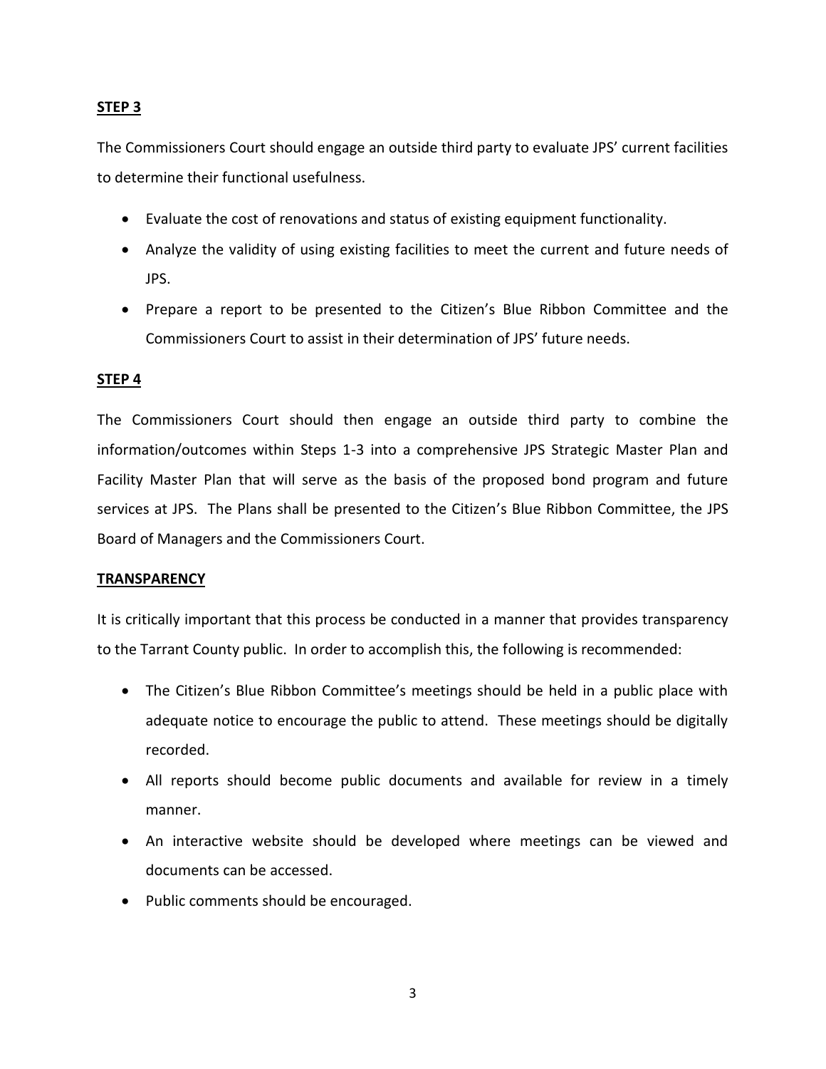**STEP 3**

The Commissioners Court should engage an outside third party to evaluate JPS' current facilities to determine their functional usefulness.

- Evaluate the cost of renovations and status of existing equipment functionality.
- Analyze the validity of using existing facilities to meet the current and future needs of JPS.
- Prepare a report to be presented to the Citizen's Blue Ribbon Committee and the Commissioners Court to assist in their determination of JPS' future needs.

**STEP 4**

The Commissioners Court should then engage an outside third party to combine the information/outcomes within Steps 1-3 into a comprehensive JPS Strategic Master Plan and Facility Master Plan that will serve as the basis of the proposed bond program and future services at JPS. The Plans shall be presented to the Citizen's Blue Ribbon Committee, the JPS Board of Managers and the Commissioners Court.

**TRANSPARENCY**

It is critically important that this process be conducted in a manner that provides transparency to the Tarrant County public. In order to accomplish this, the following is recommended:

- The Citizen's Blue Ribbon Committee's meetings should be held in a public place with adequate notice to encourage the public to attend. These meetings should be digitally recorded.
- All reports should become public documents and available for review in a timely manner.
- An interactive website should be developed where meetings can be viewed and documents can be accessed.
- Public comments should be encouraged.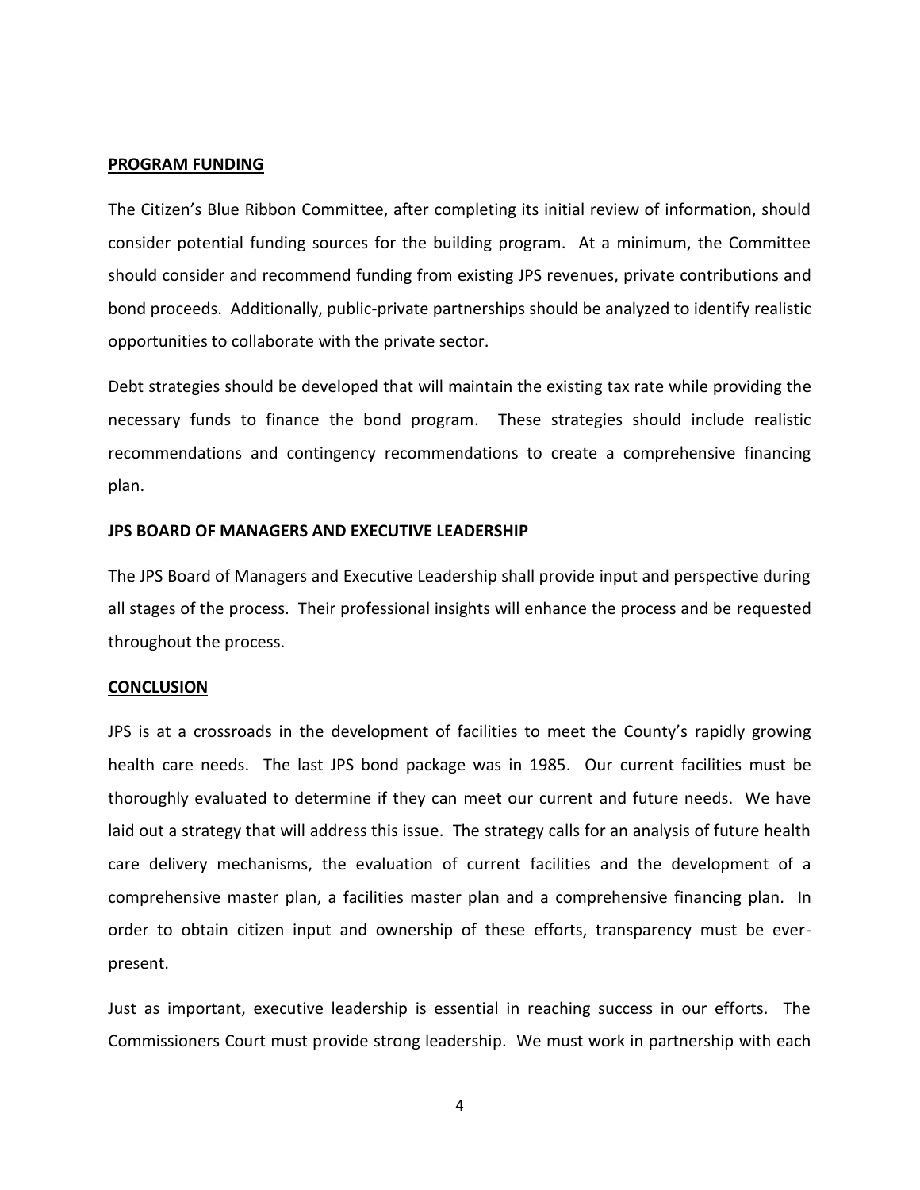**PROGRAM FUNDING**

The Citizen's Blue Ribbon Committee, after completing its initial review of information, should consider potential funding sources for the building program. At a minimum, the Committee should consider and recommend funding from existing JPS revenues, private contributions and bond proceeds. Additionally, public-private partnerships should be analyzed to identify realistic opportunities to collaborate with the private sector.

Debt strategies should be developed that will maintain the existing tax rate while providing the necessary funds to finance the bond program. These strategies should include realistic recommendations and contingency recommendations to create a comprehensive financing plan.

**JPS BOARD OF MANAGERS AND EXECUTIVE LEADERSHIP**

The JPS Board of Managers and Executive Leadership shall provide input and perspective during all stages of the process. Their professional insights will enhance the process and be requested throughout the process.

**CONCLUSION**

JPS is at a crossroads in the development of facilities to meet the County's rapidly growing health care needs. The last JPS bond package was in 1985. Our current facilities must be thoroughly evaluated to determine if they can meet our current and future needs. We have laid out a strategy that will address this issue. The strategy calls for an analysis of future health care delivery mechanisms, the evaluation of current facilities and the development of a comprehensive master plan, a facilities master plan and a comprehensive financing plan. In order to obtain citizen input and ownership of these efforts, transparency must be ever-present.

Just as important, executive leadership is essential in reaching success in our efforts. The Commissioners Court must provide strong leadership. We must work in partnership with each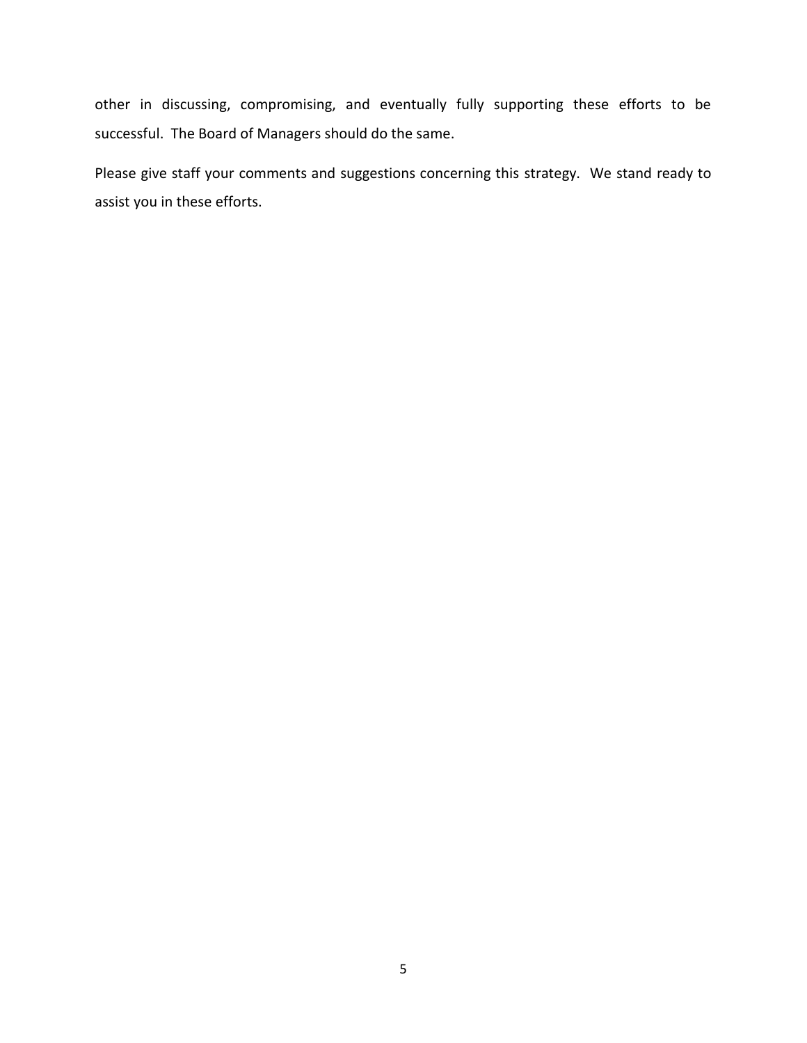other in discussing, compromising, and eventually fully supporting these efforts to be successful. The Board of Managers should do the same.

Please give staff your comments and suggestions concerning this strategy. We stand ready to assist you in these efforts.